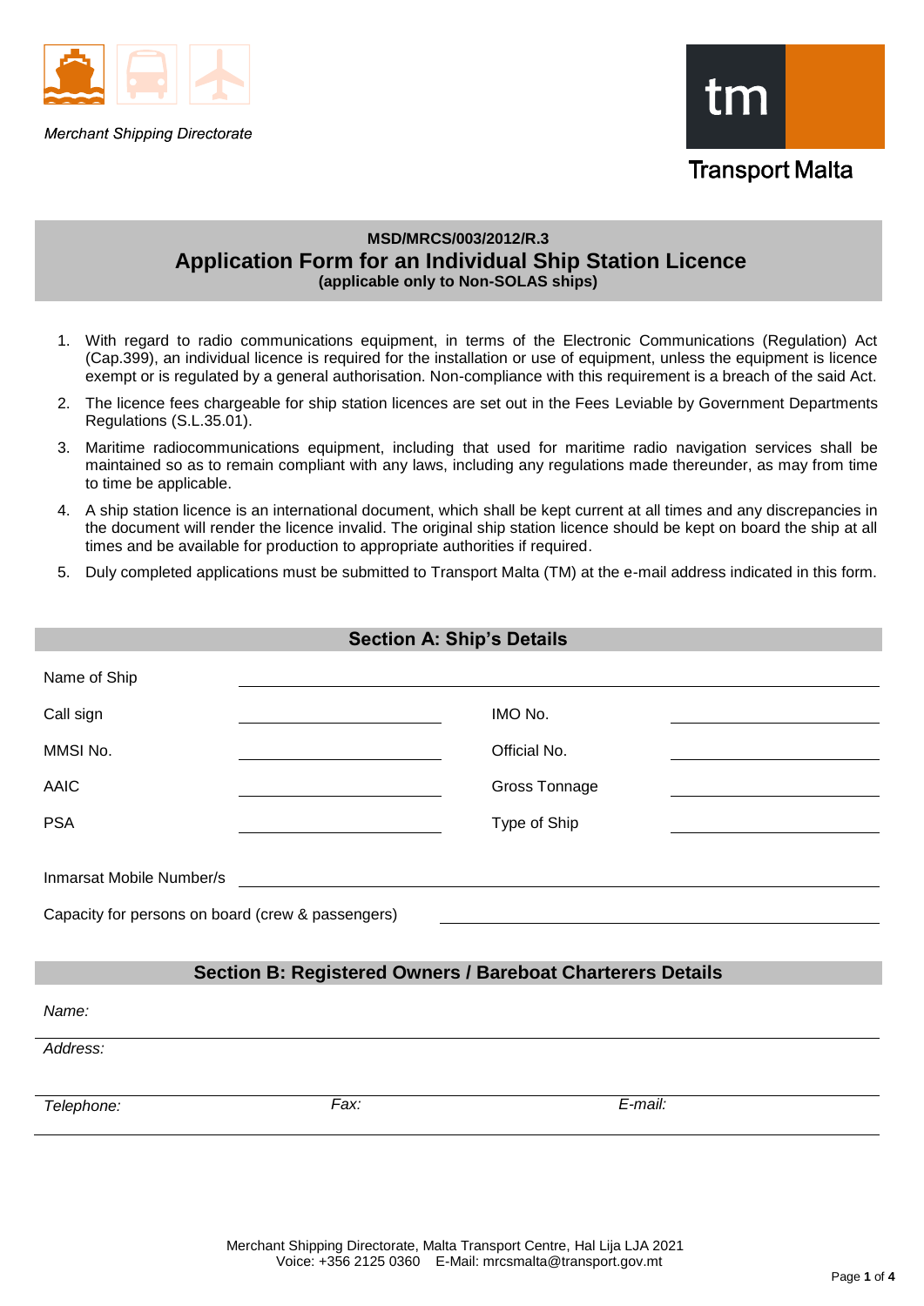Merchant Shipping Directorate

Transport Malta

**MSD/MRCS/003/2012/R.3**

# Application Form for an Individual Ship Station Licence

**(applicable only to Non-SOLAS ships)**

1. With regard to radio communications equipment, in terms of the Electronic Communications (Regulation) Act (Cap.399), an individual licence is required for the installation or use of equipment, unless the equipment is licence exempt or is regulated by a general authorisation. Non-compliance with this requirement is a breach of the said Act.
2. The licence fees chargeable for ship station licences are set out in the Fees Leviable by Government Departments Regulations (S.L.35.01).
3. Maritime radiocommunications equipment, including that used for maritime radio navigation services shall be maintained so as to remain compliant with any laws, including any regulations made thereunder, as may from time to time be applicable.
4. A ship station licence is an international document, which shall be kept current at all times and any discrepancies in the document will render the licence invalid. The original ship station licence should be kept on board the ship at all times and be available for production to appropriate authorities if required.
5. Duly completed applications must be submitted to Transport Malta (TM) at the e-mail address indicated in this form.

## Section A: Ship's Details

Name of Ship ______________________________

| | | | |
|---|---|---|---|
| Call sign | | IMO No. | |
| MMSI No. | | Official No. | |
| AAIC | | Gross Tonnage | |
| PSA | | Type of Ship | |

Inmarsat Mobile Number/s ______________________________

Capacity for persons on board (crew & passengers) ______________________________

## Section B: Registered Owners / Bareboat Charterers Details

*Name:*

*Address:*

| *Telephone:* | *Fax:* | *E-mail:* |
|---|---|---|
| | | |

Merchant Shipping Directorate, Malta Transport Centre, Hal Lija LJA 2021
Voice: +356 2125 0360 E-Mail: mrcsmalta@transport.gov.mt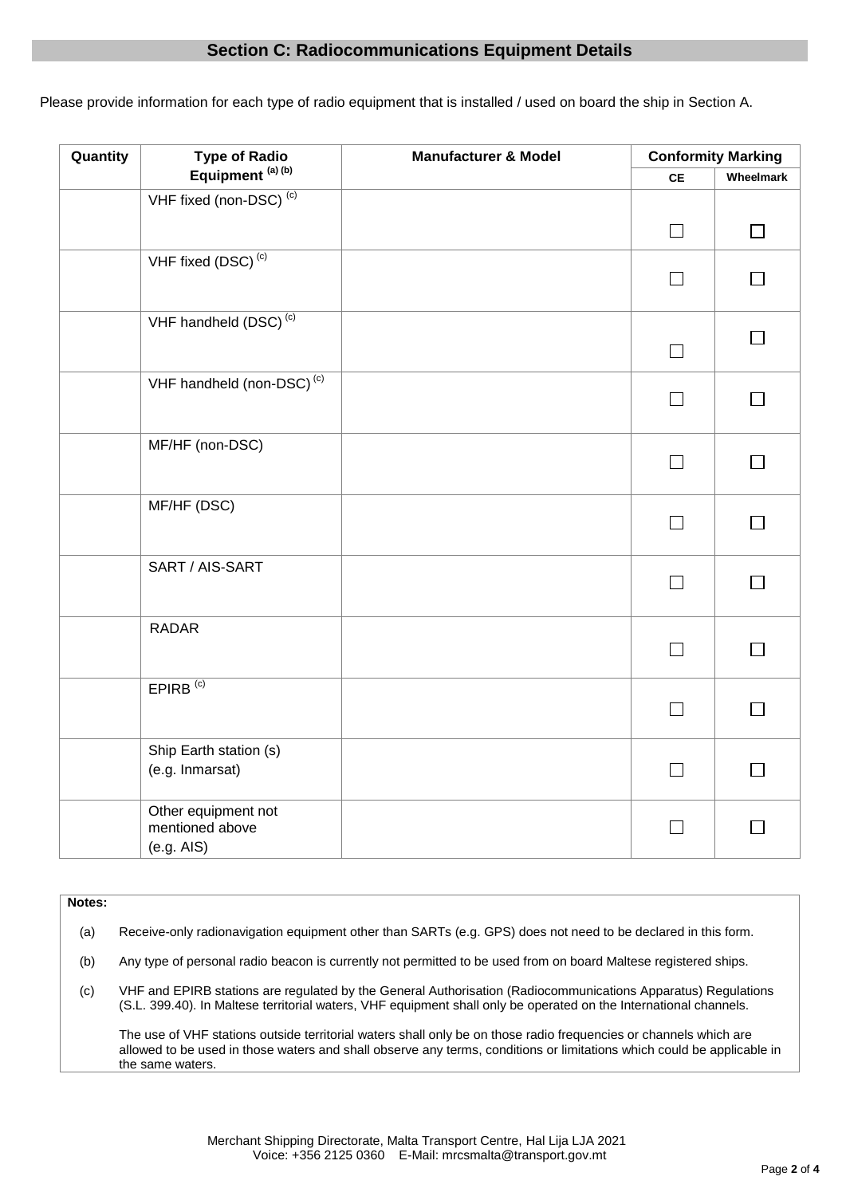## Section C: Radiocommunications Equipment Details

Please provide information for each type of radio equipment that is installed / used on board the ship in Section A.

| Quantity | Type of Radio Equipment [(a) (b)] | Manufacturer & Model | Conformity Marking | |
|---|---|---|---|---|
| | | | CE | Wheelmark |
| | VHF fixed (non-DSC) [(c)] | | ☐ | ☐ |
| | VHF fixed (DSC) [(c)] | | ☐ | ☐ |
| | VHF handheld (DSC) [(c)] | | ☐ | ☐ |
| | VHF handheld (non-DSC) [(c)] | | ☐ | ☐ |
| | MF/HF (non-DSC) | | ☐ | ☐ |
| | MF/HF (DSC) | | ☐ | ☐ |
| | SART / AIS-SART | | ☐ | ☐ |
| | RADAR | | ☐ | ☐ |
| | EPIRB [(c)] | | ☐ | ☐ |
| | Ship Earth station (s) (e.g. Inmarsat) | | ☐ | ☐ |
| | Other equipment not mentioned above (e.g. AIS) | | ☐ | ☐ |

**Notes:**

(a) Receive-only radionavigation equipment other than SARTs (e.g. GPS) does not need to be declared in this form.

(b) Any type of personal radio beacon is currently not permitted to be used from on board Maltese registered ships.

(c) VHF and EPIRB stations are regulated by the General Authorisation (Radiocommunications Apparatus) Regulations (S.L. 399.40). In Maltese territorial waters, VHF equipment shall only be operated on the International channels.

The use of VHF stations outside territorial waters shall only be on those radio frequencies or channels which are allowed to be used in those waters and shall observe any terms, conditions or limitations which could be applicable in the same waters.

Merchant Shipping Directorate, Malta Transport Centre, Hal Lija LJA 2021
Voice: +356 2125 0360 E-Mail: mrcsmalta@transport.gov.mt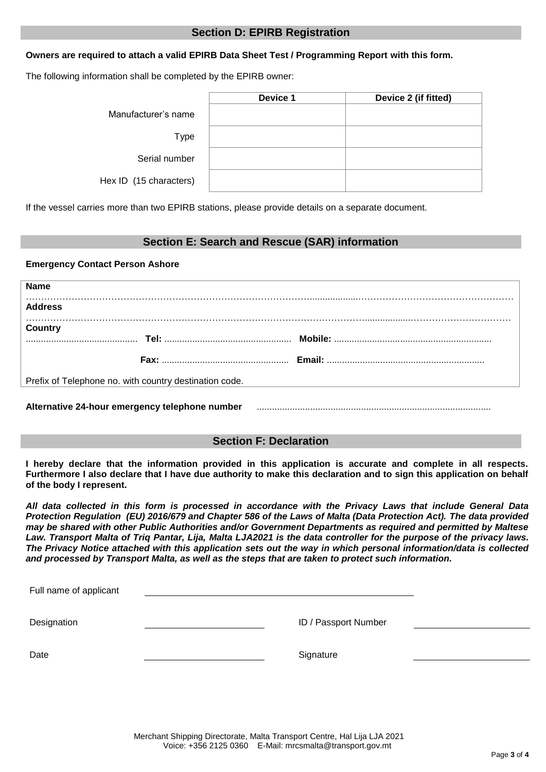## Section D: EPIRB Registration

**Owners are required to attach a valid EPIRB Data Sheet Test / Programming Report with this form.**

The following information shall be completed by the EPIRB owner:

| | Device 1 | Device 2 (if fitted) |
|---|---|---|
| Manufacturer's name | | |
| Type | | |
| Serial number | | |
| Hex ID (15 characters) | | |

If the vessel carries more than two EPIRB stations, please provide details on a separate document.

## Section E: Search and Rescue (SAR) information

**Emergency Contact Person Ashore**

**Name**
……………………………………………………………………………………………………………………………………………
**Address**
……………………………………………………………………………………………………………………………………………
**Country**
........................................... **Tel:** ................................................. **Mobile:** .............................................................

**Fax:** ................................................. **Email:** .............................................................

Prefix of Telephone no. with country destination code.

**Alternative 24-hour emergency telephone number** ..........................................................................................

## Section F: Declaration

**I hereby declare that the information provided in this application is accurate and complete in all respects. Furthermore I also declare that I have due authority to make this declaration and to sign this application on behalf of the body I represent.**

***All data collected in this form is processed in accordance with the Privacy Laws that include General Data Protection Regulation (EU) 2016/679 and Chapter 586 of the Laws of Malta (Data Protection Act). The data provided may be shared with other Public Authorities and/or Government Departments as required and permitted by Maltese Law. Transport Malta of Triq Pantar, Lija, Malta LJA2021 is the data controller for the purpose of the privacy laws. The Privacy Notice attached with this application sets out the way in which personal information/data is collected and processed by Transport Malta, as well as the steps that are taken to protect such information.***

Full name of applicant ______________________________

Designation ______________________ ID / Passport Number ______________________

Date ______________________ Signature ______________________

Merchant Shipping Directorate, Malta Transport Centre, Hal Lija LJA 2021
Voice: +356 2125 0360 E-Mail: mrcsmalta@transport.gov.mt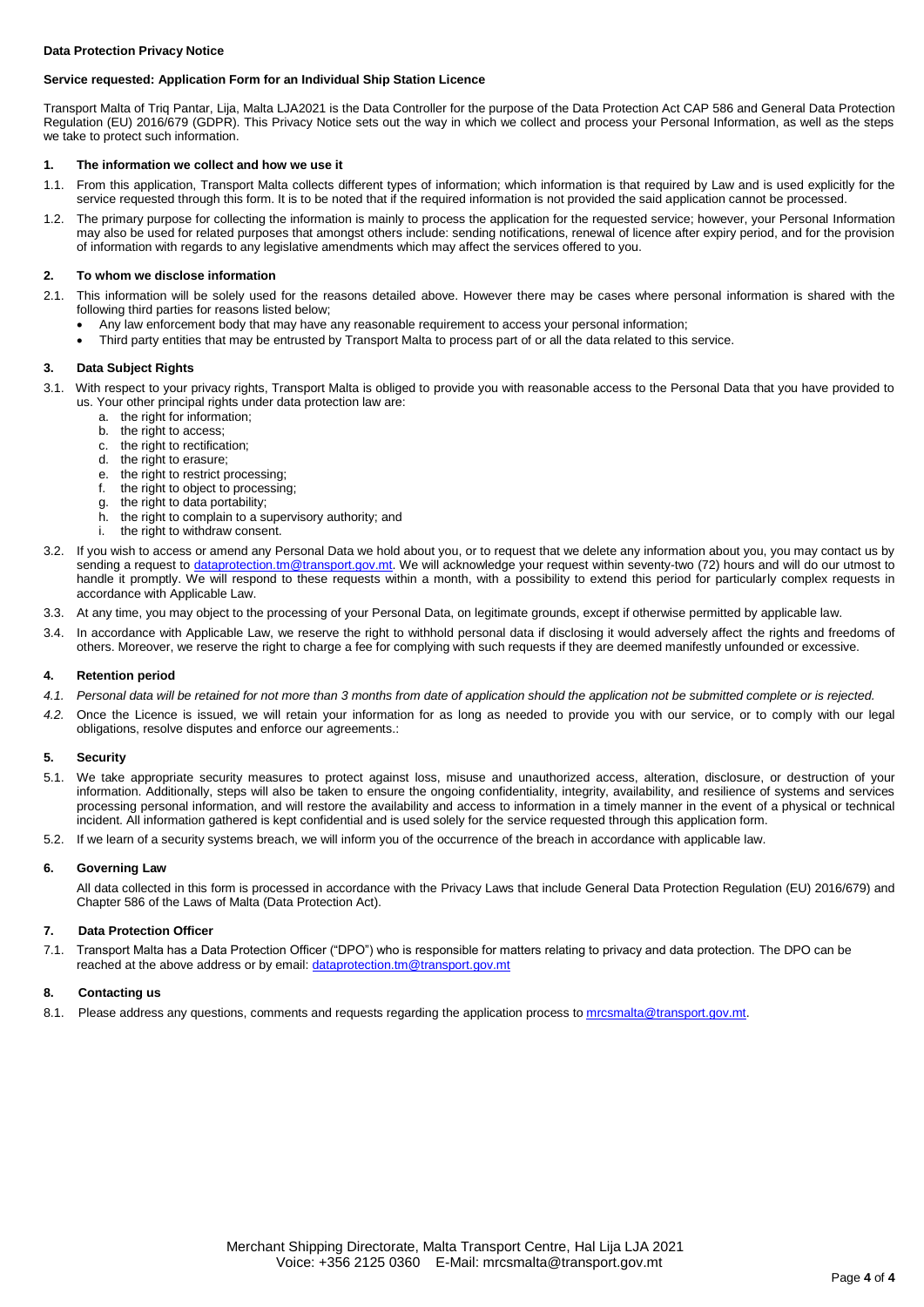**Data Protection Privacy Notice**

**Service requested: Application Form for an Individual Ship Station Licence**

Transport Malta of Triq Pantar, Lija, Malta LJA2021 is the Data Controller for the purpose of the Data Protection Act CAP 586 and General Data Protection Regulation (EU) 2016/679 (GDPR). This Privacy Notice sets out the way in which we collect and process your Personal Information, as well as the steps we take to protect such information.

**1. The information we collect and how we use it**

1.1. From this application, Transport Malta collects different types of information; which information is that required by Law and is used explicitly for the service requested through this form. It is to be noted that if the required information is not provided the said application cannot be processed.

1.2. The primary purpose for collecting the information is mainly to process the application for the requested service; however, your Personal Information may also be used for related purposes that amongst others include: sending notifications, renewal of licence after expiry period, and for the provision of information with regards to any legislative amendments which may affect the services offered to you.

**2. To whom we disclose information**

2.1. This information will be solely used for the reasons detailed above. However there may be cases where personal information is shared with the following third parties for reasons listed below;

- Any law enforcement body that may have any reasonable requirement to access your personal information;
- Third party entities that may be entrusted by Transport Malta to process part of or all the data related to this service.

**3. Data Subject Rights**

3.1. With respect to your privacy rights, Transport Malta is obliged to provide you with reasonable access to the Personal Data that you have provided to us. Your other principal rights under data protection law are:

a. the right for information;
b. the right to access;
c. the right to rectification;
d. the right to erasure;
e. the right to restrict processing;
f. the right to object to processing;
g. the right to data portability;
h. the right to complain to a supervisory authority; and
i. the right to withdraw consent.

3.2. If you wish to access or amend any Personal Data we hold about you, or to request that we delete any information about you, you may contact us by sending a request to dataprotection.tm@transport.gov.mt. We will acknowledge your request within seventy-two (72) hours and will do our utmost to handle it promptly. We will respond to these requests within a month, with a possibility to extend this period for particularly complex requests in accordance with Applicable Law.

3.3. At any time, you may object to the processing of your Personal Data, on legitimate grounds, except if otherwise permitted by applicable law.

3.4. In accordance with Applicable Law, we reserve the right to withhold personal data if disclosing it would adversely affect the rights and freedoms of others. Moreover, we reserve the right to charge a fee for complying with such requests if they are deemed manifestly unfounded or excessive.

**4. Retention period**

*4.1. Personal data will be retained for not more than 3 months from date of application should the application not be submitted complete or is rejected.*

*4.2.* Once the Licence is issued, we will retain your information for as long as needed to provide you with our service, or to comply with our legal obligations, resolve disputes and enforce our agreements.:

**5. Security**

5.1. We take appropriate security measures to protect against loss, misuse and unauthorized access, alteration, disclosure, or destruction of your information. Additionally, steps will also be taken to ensure the ongoing confidentiality, integrity, availability, and resilience of systems and services processing personal information, and will restore the availability and access to information in a timely manner in the event of a physical or technical incident. All information gathered is kept confidential and is used solely for the service requested through this application form.

5.2. If we learn of a security systems breach, we will inform you of the occurrence of the breach in accordance with applicable law.

**6. Governing Law**

All data collected in this form is processed in accordance with the Privacy Laws that include General Data Protection Regulation (EU) 2016/679) and Chapter 586 of the Laws of Malta (Data Protection Act).

**7. Data Protection Officer**

7.1. Transport Malta has a Data Protection Officer ("DPO") who is responsible for matters relating to privacy and data protection. The DPO can be reached at the above address or by email: dataprotection.tm@transport.gov.mt

**8. Contacting us**

8.1. Please address any questions, comments and requests regarding the application process to mrcsmalta@transport.gov.mt.

Merchant Shipping Directorate, Malta Transport Centre, Hal Lija LJA 2021
Voice: +356 2125 0360 E-Mail: mrcsmalta@transport.gov.mt